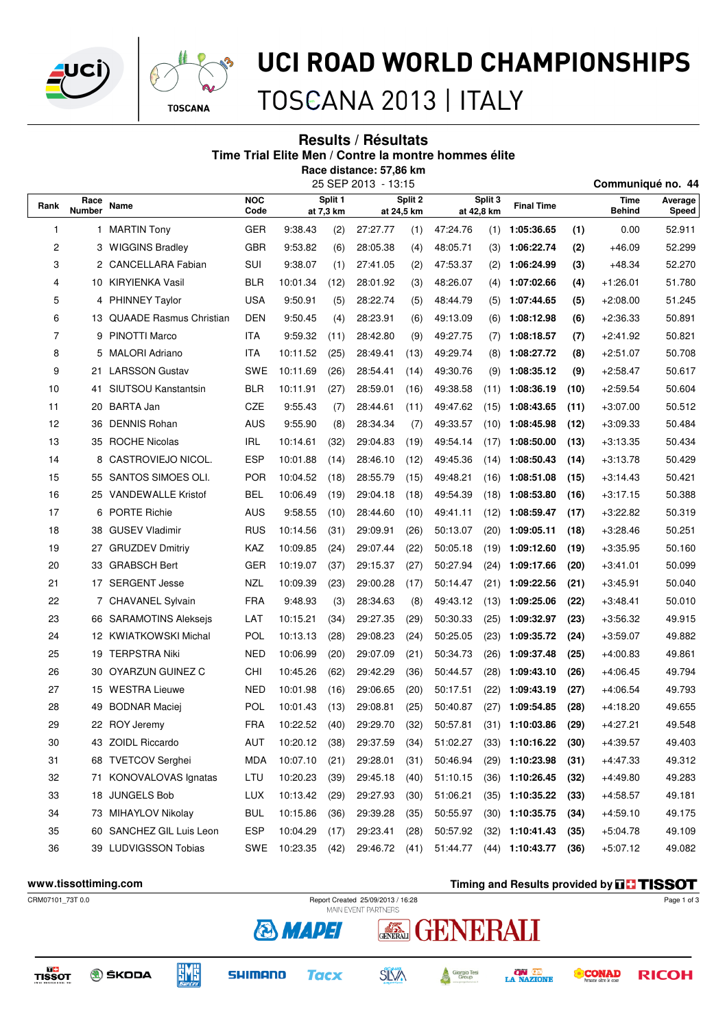# UCI ROAD WORLD CHAMPIONSHIPS

TOSCANA 2013 | ITALY

## Results / Résultats

### Time Trial Elite Men / Contre la montre hommes élite

**Race distance: 57,86 km**

25 SEP 2013 - 13:15

**Communiqué no. 44**

| Rank | Race Number | Name | NOC Code | Split 1 at 7,3 km | | Split 2 at 24,5 km | | Split 3 at 42,8 km | | Final Time | | Time Behind | Average Speed |
|---|---|---|---|---|---|---|---|---|---|---|---|---|---|
| 1 | 1 | MARTIN Tony | GER | 9:38.43 | (2) | 27:27.77 | (1) | 47:24.76 | (1) | **1:05:36.65** | **(1)** | 0.00 | 52.911 |
| 2 | 3 | WIGGINS Bradley | GBR | 9:53.82 | (6) | 28:05.38 | (4) | 48:05.71 | (3) | **1:06:22.74** | **(2)** | +46.09 | 52.299 |
| 3 | 2 | CANCELLARA Fabian | SUI | 9:38.07 | (1) | 27:41.05 | (2) | 47:53.37 | (2) | **1:06:24.99** | **(3)** | +48.34 | 52.270 |
| 4 | 10 | KIRYIENKA Vasil | BLR | 10:01.34 | (12) | 28:01.92 | (3) | 48:26.07 | (4) | **1:07:02.66** | **(4)** | +1:26.01 | 51.780 |
| 5 | 4 | PHINNEY Taylor | USA | 9:50.91 | (5) | 28:22.74 | (5) | 48:44.79 | (5) | **1:07:44.65** | **(5)** | +2:08.00 | 51.245 |
| 6 | 13 | QUAADE Rasmus Christian | DEN | 9:50.45 | (4) | 28:23.91 | (6) | 49:13.09 | (6) | **1:08:12.98** | **(6)** | +2:36.33 | 50.891 |
| 7 | 9 | PINOTTI Marco | ITA | 9:59.32 | (11) | 28:42.80 | (9) | 49:27.75 | (7) | **1:08:18.57** | **(7)** | +2:41.92 | 50.821 |
| 8 | 5 | MALORI Adriano | ITA | 10:11.52 | (25) | 28:49.41 | (13) | 49:29.74 | (8) | **1:08:27.72** | **(8)** | +2:51.07 | 50.708 |
| 9 | 21 | LARSSON Gustav | SWE | 10:11.69 | (26) | 28:54.41 | (14) | 49:30.76 | (9) | **1:08:35.12** | **(9)** | +2:58.47 | 50.617 |
| 10 | 41 | SIUTSOU Kanstantsin | BLR | 10:11.91 | (27) | 28:59.01 | (16) | 49:38.58 | (11) | **1:08:36.19** | **(10)** | +2:59.54 | 50.604 |
| 11 | 20 | BARTA Jan | CZE | 9:55.43 | (7) | 28:44.61 | (11) | 49:47.62 | (15) | **1:08:43.65** | **(11)** | +3:07.00 | 50.512 |
| 12 | 36 | DENNIS Rohan | AUS | 9:55.90 | (8) | 28:34.34 | (7) | 49:33.57 | (10) | **1:08:45.98** | **(12)** | +3:09.33 | 50.484 |
| 13 | 35 | ROCHE Nicolas | IRL | 10:14.61 | (32) | 29:04.83 | (19) | 49:54.14 | (17) | **1:08:50.00** | **(13)** | +3:13.35 | 50.434 |
| 14 | 8 | CASTROVIEJO NICOL. | ESP | 10:01.88 | (14) | 28:46.10 | (12) | 49:45.36 | (14) | **1:08:50.43** | **(14)** | +3:13.78 | 50.429 |
| 15 | 55 | SANTOS SIMOES OLI. | POR | 10:04.52 | (18) | 28:55.79 | (15) | 49:48.21 | (16) | **1:08:51.08** | **(15)** | +3:14.43 | 50.421 |
| 16 | 25 | VANDEWALLE Kristof | BEL | 10:06.49 | (19) | 29:04.18 | (18) | 49:54.39 | (18) | **1:08:53.80** | **(16)** | +3:17.15 | 50.388 |
| 17 | 6 | PORTE Richie | AUS | 9:58.55 | (10) | 28:44.60 | (10) | 49:41.11 | (12) | **1:08:59.47** | **(17)** | +3:22.82 | 50.319 |
| 18 | 38 | GUSEV Vladimir | RUS | 10:14.56 | (31) | 29:09.91 | (26) | 50:13.07 | (20) | **1:09:05.11** | **(18)** | +3:28.46 | 50.251 |
| 19 | 27 | GRUZDEV Dmitriy | KAZ | 10:09.85 | (24) | 29:07.44 | (22) | 50:05.18 | (19) | **1:09:12.60** | **(19)** | +3:35.95 | 50.160 |
| 20 | 33 | GRABSCH Bert | GER | 10:19.07 | (37) | 29:15.37 | (27) | 50:27.94 | (24) | **1:09:17.66** | **(20)** | +3:41.01 | 50.099 |
| 21 | 17 | SERGENT Jesse | NZL | 10:09.39 | (23) | 29:00.28 | (17) | 50:14.47 | (21) | **1:09:22.56** | **(21)** | +3:45.91 | 50.040 |
| 22 | 7 | CHAVANEL Sylvain | FRA | 9:48.93 | (3) | 28:34.63 | (8) | 49:43.12 | (13) | **1:09:25.06** | **(22)** | +3:48.41 | 50.010 |
| 23 | 66 | SARAMOTINS Aleksejs | LAT | 10:15.21 | (34) | 29:27.35 | (29) | 50:30.33 | (25) | **1:09:32.97** | **(23)** | +3:56.32 | 49.915 |
| 24 | 12 | KWIATKOWSKI Michal | POL | 10:13.13 | (28) | 29:08.23 | (24) | 50:25.05 | (23) | **1:09:35.72** | **(24)** | +3:59.07 | 49.882 |
| 25 | 19 | TERPSTRA Niki | NED | 10:06.99 | (20) | 29:07.09 | (21) | 50:34.73 | (26) | **1:09:37.48** | **(25)** | +4:00.83 | 49.861 |
| 26 | 30 | OYARZUN GUINEZ C | CHI | 10:45.26 | (62) | 29:42.29 | (36) | 50:44.57 | (28) | **1:09:43.10** | **(26)** | +4:06.45 | 49.794 |
| 27 | 15 | WESTRA Lieuwe | NED | 10:01.98 | (16) | 29:06.65 | (20) | 50:17.51 | (22) | **1:09:43.19** | **(27)** | +4:06.54 | 49.793 |
| 28 | 49 | BODNAR Maciej | POL | 10:01.43 | (13) | 29:08.81 | (25) | 50:40.87 | (27) | **1:09:54.85** | **(28)** | +4:18.20 | 49.655 |
| 29 | 22 | ROY Jeremy | FRA | 10:22.52 | (40) | 29:29.70 | (32) | 50:57.81 | (31) | **1:10:03.86** | **(29)** | +4:27.21 | 49.548 |
| 30 | 43 | ZOIDL Riccardo | AUT | 10:20.12 | (38) | 29:37.59 | (34) | 51:02.27 | (33) | **1:10:16.22** | **(30)** | +4:39.57 | 49.403 |
| 31 | 68 | TVETCOV Serghei | MDA | 10:07.10 | (21) | 29:28.01 | (31) | 50:46.94 | (29) | **1:10:23.98** | **(31)** | +4:47.33 | 49.312 |
| 32 | 71 | KONOVALOVAS Ignatas | LTU | 10:20.23 | (39) | 29:45.18 | (40) | 51:10.15 | (36) | **1:10:26.45** | **(32)** | +4:49.80 | 49.283 |
| 33 | 18 | JUNGELS Bob | LUX | 10:13.42 | (29) | 29:27.93 | (30) | 51:06.21 | (35) | **1:10:35.22** | **(33)** | +4:58.57 | 49.181 |
| 34 | 73 | MIHAYLOV Nikolay | BUL | 10:15.86 | (36) | 29:39.28 | (35) | 50:55.97 | (30) | **1:10:35.75** | **(34)** | +4:59.10 | 49.175 |
| 35 | 60 | SANCHEZ GIL Luis Leon | ESP | 10:04.29 | (17) | 29:23.41 | (28) | 50:57.92 | (32) | **1:10:41.43** | **(35)** | +5:04.78 | 49.109 |
| 36 | 39 | LUDVIGSSON Tobias | SWE | 10:23.35 | (42) | 29:46.72 | (41) | 51:44.77 | (44) | **1:10:43.77** | **(36)** | +5:07.12 | 49.082 |

**www.tissottiming.com** — **Timing and Results provided by TISSOT**

CRM07101_73T 0.0 — Report Created 25/09/2013 / 16:28

MAIN EVENT PARTNERS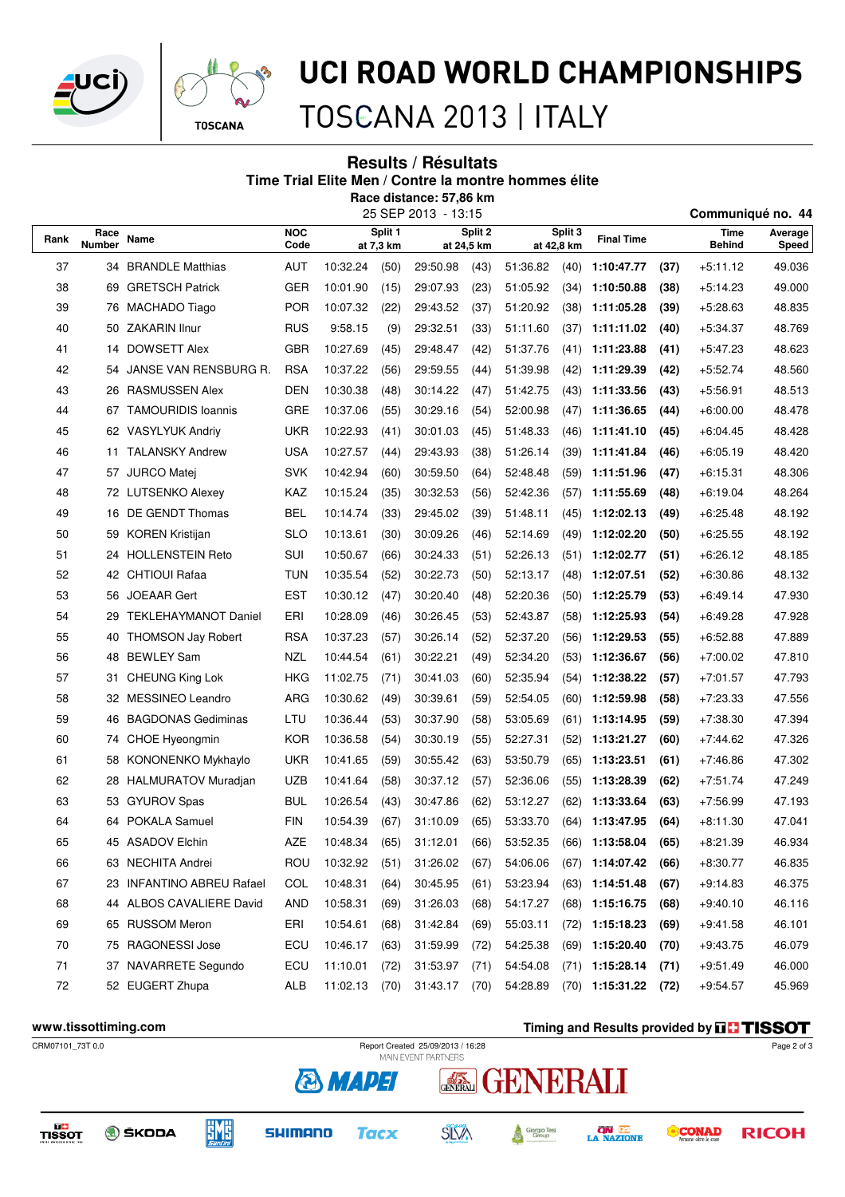# UCI ROAD WORLD CHAMPIONSHIPS

TOSCANA 2013 | ITALY

## Results / Résultats

### Time Trial Elite Men / Contre la montre hommes élite

**Race distance: 57,86 km**

25 SEP 2013 - 13:15

**Communiqué no. 44**

| Rank | Race Number | Name | NOC Code | Split 1 at 7,3 km | | Split 2 at 24,5 km | | Split 3 at 42,8 km | | Final Time | | Time Behind | Average Speed |
|---|---|---|---|---|---|---|---|---|---|---|---|---|---|
| 37 | 34 | BRANDLE Matthias | AUT | 10:32.24 | (50) | 29:50.98 | (43) | 51:36.82 | (40) | **1:10:47.77** | **(37)** | +5:11.12 | 49.036 |
| 38 | 69 | GRETSCH Patrick | GER | 10:01.90 | (15) | 29:07.93 | (23) | 51:05.92 | (34) | **1:10:50.88** | **(38)** | +5:14.23 | 49.000 |
| 39 | 76 | MACHADO Tiago | POR | 10:07.32 | (22) | 29:43.52 | (37) | 51:20.92 | (38) | **1:11:05.28** | **(39)** | +5:28.63 | 48.835 |
| 40 | 50 | ZAKARIN Ilnur | RUS | 9:58.15 | (9) | 29:32.51 | (33) | 51:11.60 | (37) | **1:11:11.02** | **(40)** | +5:34.37 | 48.769 |
| 41 | 14 | DOWSETT Alex | GBR | 10:27.69 | (45) | 29:48.47 | (42) | 51:37.76 | (41) | **1:11:23.88** | **(41)** | +5:47.23 | 48.623 |
| 42 | 54 | JANSE VAN RENSBURG R. | RSA | 10:37.22 | (56) | 29:59.55 | (44) | 51:39.98 | (42) | **1:11:29.39** | **(42)** | +5:52.74 | 48.560 |
| 43 | 26 | RASMUSSEN Alex | DEN | 10:30.38 | (48) | 30:14.22 | (47) | 51:42.75 | (43) | **1:11:33.56** | **(43)** | +5:56.91 | 48.513 |
| 44 | 67 | TAMOURIDIS Ioannis | GRE | 10:37.06 | (55) | 30:29.16 | (54) | 52:00.98 | (47) | **1:11:36.65** | **(44)** | +6:00.00 | 48.478 |
| 45 | 62 | VASYLYUK Andriy | UKR | 10:22.93 | (41) | 30:01.03 | (45) | 51:48.33 | (46) | **1:11:41.10** | **(45)** | +6:04.45 | 48.428 |
| 46 | 11 | TALANSKY Andrew | USA | 10:27.57 | (44) | 29:43.93 | (38) | 51:26.14 | (39) | **1:11:41.84** | **(46)** | +6:05.19 | 48.420 |
| 47 | 57 | JURCO Matej | SVK | 10:42.94 | (60) | 30:59.50 | (64) | 52:48.48 | (59) | **1:11:51.96** | **(47)** | +6:15.31 | 48.306 |
| 48 | 72 | LUTSENKO Alexey | KAZ | 10:15.24 | (35) | 30:32.53 | (56) | 52:42.36 | (57) | **1:11:55.69** | **(48)** | +6:19.04 | 48.264 |
| 49 | 16 | DE GENDT Thomas | BEL | 10:14.74 | (33) | 29:45.02 | (39) | 51:48.11 | (45) | **1:12:02.13** | **(49)** | +6:25.48 | 48.192 |
| 50 | 59 | KOREN Kristijan | SLO | 10:13.61 | (30) | 30:09.26 | (46) | 52:14.69 | (49) | **1:12:02.20** | **(50)** | +6:25.55 | 48.192 |
| 51 | 24 | HOLLENSTEIN Reto | SUI | 10:50.67 | (66) | 30:24.33 | (51) | 52:26.13 | (51) | **1:12:02.77** | **(51)** | +6:26.12 | 48.185 |
| 52 | 42 | CHTIOUI Rafaa | TUN | 10:35.54 | (52) | 30:22.73 | (50) | 52:13.17 | (48) | **1:12:07.51** | **(52)** | +6:30.86 | 48.132 |
| 53 | 56 | JOEAAR Gert | EST | 10:30.12 | (47) | 30:20.40 | (48) | 52:20.36 | (50) | **1:12:25.79** | **(53)** | +6:49.14 | 47.930 |
| 54 | 29 | TEKLEHAYMANOT Daniel | ERI | 10:28.09 | (46) | 30:26.45 | (53) | 52:43.87 | (58) | **1:12:25.93** | **(54)** | +6:49.28 | 47.928 |
| 55 | 40 | THOMSON Jay Robert | RSA | 10:37.23 | (57) | 30:26.14 | (52) | 52:37.20 | (56) | **1:12:29.53** | **(55)** | +6:52.88 | 47.889 |
| 56 | 48 | BEWLEY Sam | NZL | 10:44.54 | (61) | 30:22.21 | (49) | 52:34.20 | (53) | **1:12:36.67** | **(56)** | +7:00.02 | 47.810 |
| 57 | 31 | CHEUNG King Lok | HKG | 11:02.75 | (71) | 30:41.03 | (60) | 52:35.94 | (54) | **1:12:38.22** | **(57)** | +7:01.57 | 47.793 |
| 58 | 32 | MESSINEO Leandro | ARG | 10:30.62 | (49) | 30:39.61 | (59) | 52:54.05 | (60) | **1:12:59.98** | **(58)** | +7:23.33 | 47.556 |
| 59 | 46 | BAGDONAS Gediminas | LTU | 10:36.44 | (53) | 30:37.90 | (58) | 53:05.69 | (61) | **1:13:14.95** | **(59)** | +7:38.30 | 47.394 |
| 60 | 74 | CHOE Hyeongmin | KOR | 10:36.58 | (54) | 30:30.19 | (55) | 52:27.31 | (52) | **1:13:21.27** | **(60)** | +7:44.62 | 47.326 |
| 61 | 58 | KONONENKO Mykhaylo | UKR | 10:41.65 | (59) | 30:55.42 | (63) | 53:50.79 | (65) | **1:13:23.51** | **(61)** | +7:46.86 | 47.302 |
| 62 | 28 | HALMURATOV Muradjan | UZB | 10:41.64 | (58) | 30:37.12 | (57) | 52:36.06 | (55) | **1:13:28.39** | **(62)** | +7:51.74 | 47.249 |
| 63 | 53 | GYUROV Spas | BUL | 10:26.54 | (43) | 30:47.86 | (62) | 53:12.27 | (62) | **1:13:33.64** | **(63)** | +7:56.99 | 47.193 |
| 64 | 64 | POKALA Samuel | FIN | 10:54.39 | (67) | 31:10.09 | (65) | 53:33.70 | (64) | **1:13:47.95** | **(64)** | +8:11.30 | 47.041 |
| 65 | 45 | ASADOV Elchin | AZE | 10:48.34 | (65) | 31:12.01 | (66) | 53:52.35 | (66) | **1:13:58.04** | **(65)** | +8:21.39 | 46.934 |
| 66 | 63 | NECHITA Andrei | ROU | 10:32.92 | (51) | 31:26.02 | (67) | 54:06.06 | (67) | **1:14:07.42** | **(66)** | +8:30.77 | 46.835 |
| 67 | 23 | INFANTINO ABREU Rafael | COL | 10:48.31 | (64) | 30:45.95 | (61) | 53:23.94 | (63) | **1:14:51.48** | **(67)** | +9:14.83 | 46.375 |
| 68 | 44 | ALBOS CAVALIERE David | AND | 10:58.31 | (69) | 31:26.03 | (68) | 54:17.27 | (68) | **1:15:16.75** | **(68)** | +9:40.10 | 46.116 |
| 69 | 65 | RUSSOM Meron | ERI | 10:54.61 | (68) | 31:42.84 | (69) | 55:03.11 | (72) | **1:15:18.23** | **(69)** | +9:41.58 | 46.101 |
| 70 | 75 | RAGONESSI Jose | ECU | 10:46.17 | (63) | 31:59.99 | (72) | 54:25.38 | (69) | **1:15:20.40** | **(70)** | +9:43.75 | 46.079 |
| 71 | 37 | NAVARRETE Segundo | ECU | 11:10.01 | (72) | 31:53.97 | (71) | 54:54.08 | (71) | **1:15:28.14** | **(71)** | +9:51.49 | 46.000 |
| 72 | 52 | EUGERT Zhupa | ALB | 11:02.13 | (70) | 31:43.17 | (70) | 54:28.89 | (70) | **1:15:31.22** | **(72)** | +9:54.57 | 45.969 |

www.tissottiming.com

Timing and Results provided by TISSOT

CRM07101_73T 0.0

Report Created 25/09/2013 / 16:28

MAIN EVENT PARTNERS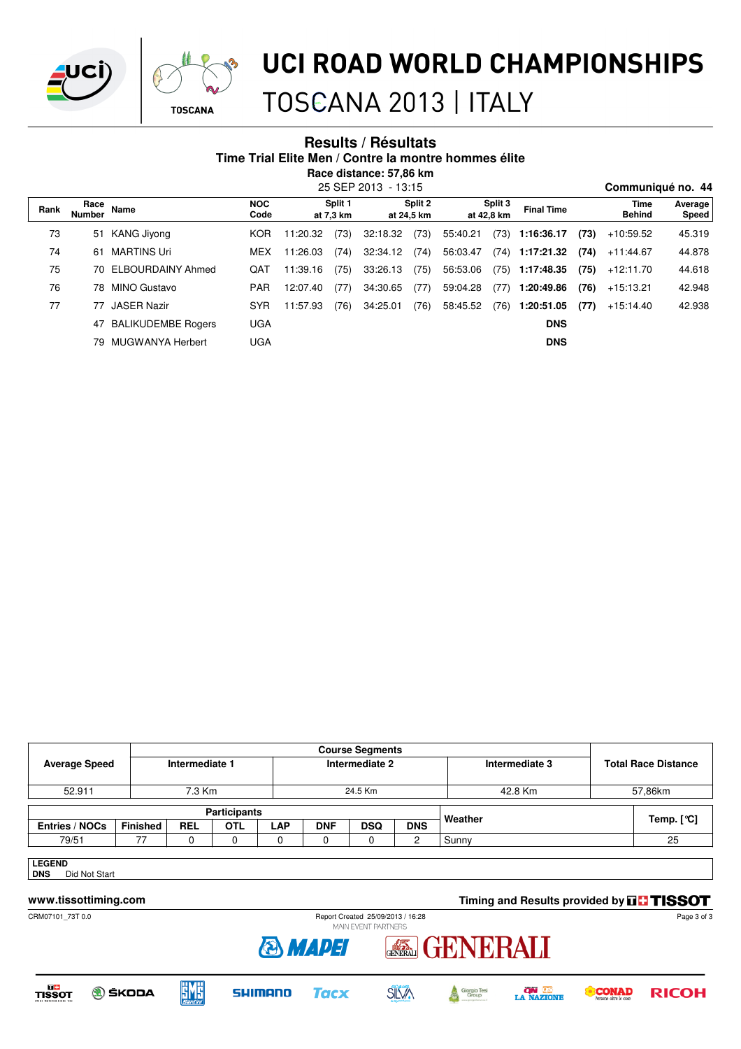# UCI ROAD WORLD CHAMPIONSHIPS

TOSCANA 2013 | ITALY

## Results / Résultats

### Time Trial Elite Men / Contre la montre hommes élite

**Race distance: 57,86 km**

25 SEP 2013 - 13:15

**Communiqué no. 44**

| Rank | Race Number | Name | NOC Code | Split 1 at 7,3 km | | Split 2 at 24,5 km | | Split 3 at 42,8 km | | Final Time | | Time Behind | Average Speed |
|---|---|---|---|---|---|---|---|---|---|---|---|---|---|
| 73 | 51 | KANG Jiyong | KOR | 11:20.32 | (73) | 32:18.32 | (73) | 55:40.21 | (73) | **1:16:36.17** | **(73)** | +10:59.52 | 45.319 |
| 74 | 61 | MARTINS Uri | MEX | 11:26.03 | (74) | 32:34.12 | (74) | 56:03.47 | (74) | **1:17:21.32** | **(74)** | +11:44.67 | 44.878 |
| 75 | 70 | ELBOURDAINY Ahmed | QAT | 11:39.16 | (75) | 33:26.13 | (75) | 56:53.06 | (75) | **1:17:48.35** | **(75)** | +12:11.70 | 44.618 |
| 76 | 78 | MINO Gustavo | PAR | 12:07.40 | (77) | 34:30.65 | (77) | 59:04.28 | (77) | **1:20:49.86** | **(76)** | +15:13.21 | 42.948 |
| 77 | 77 | JASER Nazir | SYR | 11:57.93 | (76) | 34:25.01 | (76) | 58:45.52 | (76) | **1:20:51.05** | **(77)** | +15:14.40 | 42.938 |
| | 47 | BALIKUDEMBE Rogers | UGA | | | | | | | **DNS** | | | |
| | 79 | MUGWANYA Herbert | UGA | | | | | | | **DNS** | | | |

| Average Speed | Course Segments Intermediate 1 | Intermediate 2 | Intermediate 3 | Total Race Distance |
|---|---|---|---|---|
| 52.911 | 7.3 Km | 24.5 Km | 42.8 Km | 57,86km |

| Participants Entries / NOCs | Finished | REL | OTL | LAP | DNF | DSQ | DNS | Weather | Temp. [°C] |
|---|---|---|---|---|---|---|---|---|---|
| 79/51 | 77 | 0 | 0 | 0 | 0 | 0 | 2 | Sunny | 25 |

**LEGEND**
**DNS** Did Not Start

**www.tissottiming.com**

**Timing and Results provided by TISSOT**

CRM07101_73T 0.0

Report Created 25/09/2013 / 16:28

MAIN EVENT PARTNERS